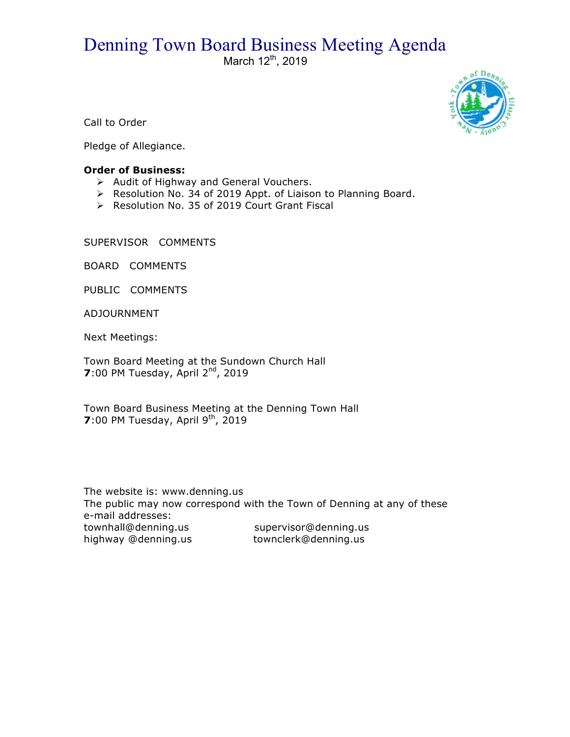# Denning Town Board Business Meeting Agenda

March 12th, 2019

Call to Order

Pledge of Allegiance.

**Order of Business:**

- Audit of Highway and General Vouchers.
- Resolution No. 34 of 2019 Appt. of Liaison to Planning Board.
- Resolution No. 35 of 2019 Court Grant Fiscal

SUPERVISOR COMMENTS

BOARD COMMENTS

PUBLIC COMMENTS

ADJOURNMENT

Next Meetings:

Town Board Meeting at the Sundown Church Hall
**7**:00 PM Tuesday, April 2nd, 2019

Town Board Business Meeting at the Denning Town Hall
**7**:00 PM Tuesday, April 9th, 2019

The website is: www.denning.us
The public may now correspond with the Town of Denning at any of these e-mail addresses:

townhall@denning.us supervisor@denning.us
highway @denning.us townclerk@denning.us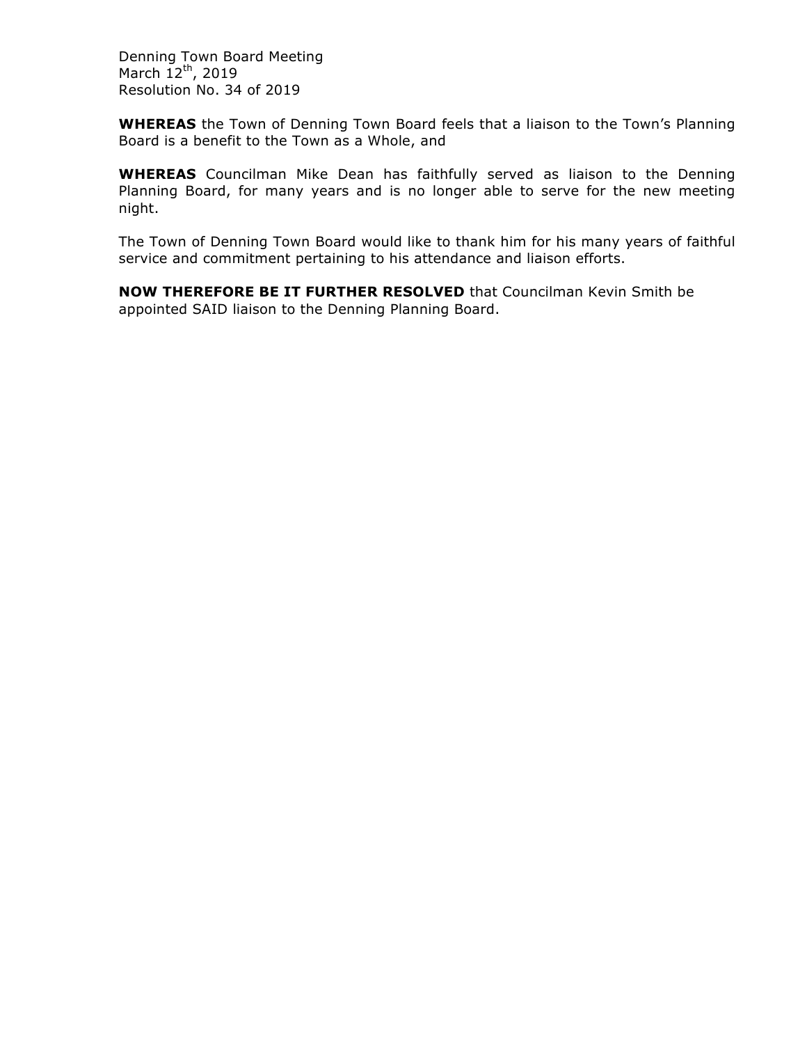Denning Town Board Meeting
March 12th, 2019
Resolution No. 34 of 2019

**WHEREAS** the Town of Denning Town Board feels that a liaison to the Town's Planning Board is a benefit to the Town as a Whole, and

**WHEREAS** Councilman Mike Dean has faithfully served as liaison to the Denning Planning Board, for many years and is no longer able to serve for the new meeting night.

The Town of Denning Town Board would like to thank him for his many years of faithful service and commitment pertaining to his attendance and liaison efforts.

**NOW THEREFORE BE IT FURTHER RESOLVED** that Councilman Kevin Smith be appointed SAID liaison to the Denning Planning Board.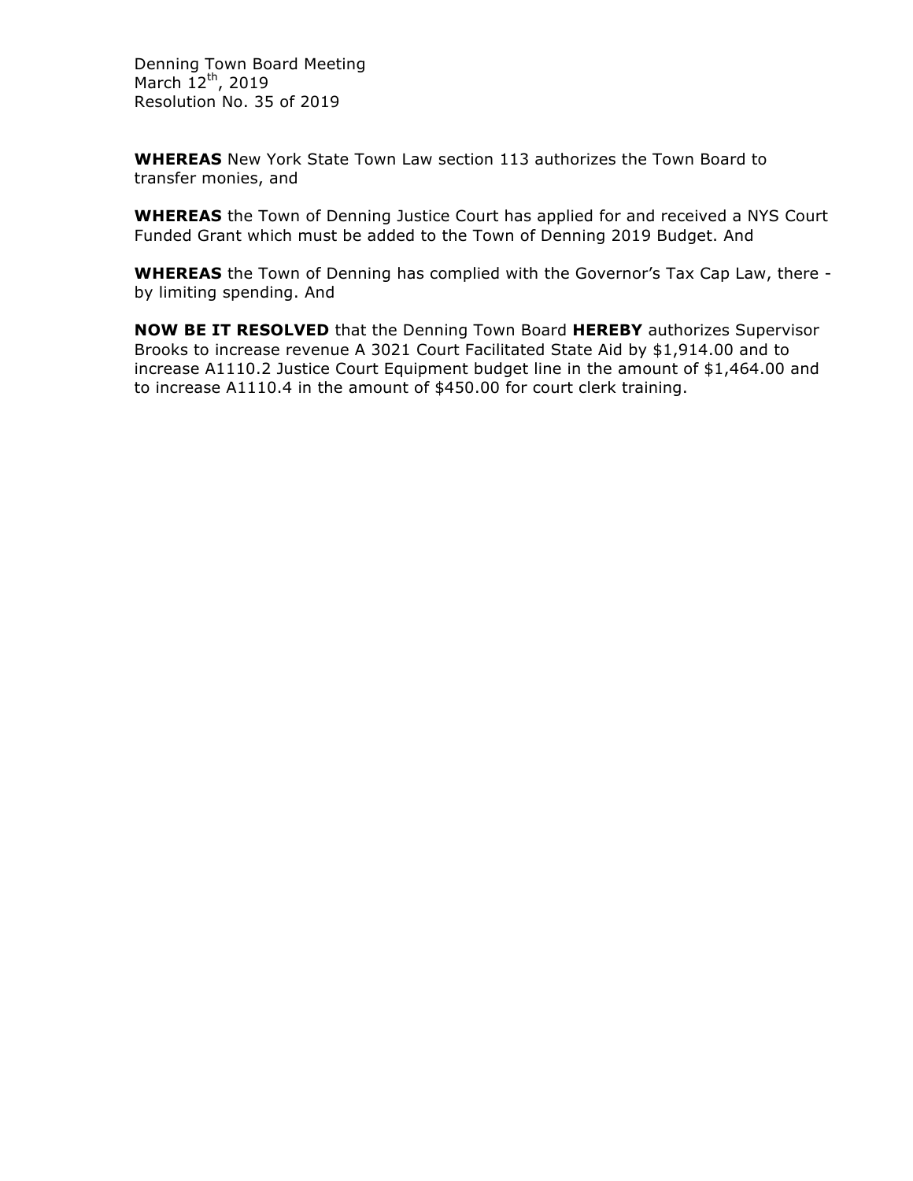Denning Town Board Meeting
March 12th, 2019
Resolution No. 35 of 2019

**WHEREAS** New York State Town Law section 113 authorizes the Town Board to transfer monies, and

**WHEREAS** the Town of Denning Justice Court has applied for and received a NYS Court Funded Grant which must be added to the Town of Denning 2019 Budget. And

**WHEREAS** the Town of Denning has complied with the Governor's Tax Cap Law, there - by limiting spending. And

**NOW BE IT RESOLVED** that the Denning Town Board **HEREBY** authorizes Supervisor Brooks to increase revenue A 3021 Court Facilitated State Aid by $1,914.00 and to increase A1110.2 Justice Court Equipment budget line in the amount of $1,464.00 and to increase A1110.4 in the amount of $450.00 for court clerk training.